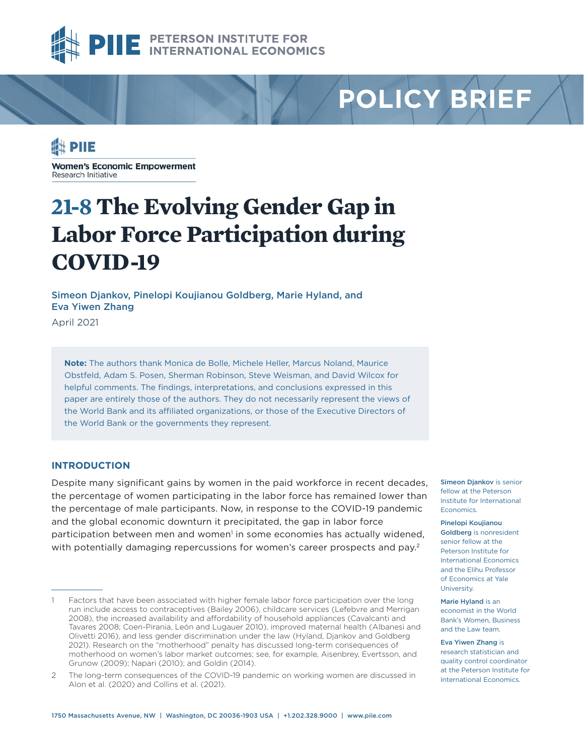PETERSON INSTITUTE FOR INTERNATIONAL ECONOMICS

POLICY BRIEF

Women's Economic Empowerment Research Initiative

# 21-8 The Evolving Gender Gap in Labor Force Participation during COVID-19

Simeon Djankov, Pinelopi Koujianou Goldberg, Marie Hyland, and Eva Yiwen Zhang

April 2021

**Note:** The authors thank Monica de Bolle, Michele Heller, Marcus Noland, Maurice Obstfeld, Adam S. Posen, Sherman Robinson, Steve Weisman, and David Wilcox for helpful comments. The findings, interpretations, and conclusions expressed in this paper are entirely those of the authors. They do not necessarily represent the views of the World Bank and its affiliated organizations, or those of the Executive Directors of the World Bank or the governments they represent.

## INTRODUCTION

Despite many significant gains by women in the paid workforce in recent decades, the percentage of women participating in the labor force has remained lower than the percentage of male participants. Now, in response to the COVID-19 pandemic and the global economic downturn it precipitated, the gap in labor force participation between men and women[1] in some economies has actually widened, with potentially damaging repercussions for women's career prospects and pay.[2]

**Simeon Djankov** is senior fellow at the Peterson Institute for International Economics.

**Pinelopi Koujianou Goldberg** is nonresident senior fellow at the Peterson Institute for International Economics and the Elihu Professor of Economics at Yale University.

**Marie Hyland** is an economist in the World Bank's Women, Business and the Law team.

**Eva Yiwen Zhang** is research statistician and quality control coordinator at the Peterson Institute for International Economics.

1 Factors that have been associated with higher female labor force participation over the long run include access to contraceptives (Bailey 2006), childcare services (Lefebvre and Merrigan 2008), the increased availability and affordability of household appliances (Cavalcanti and Tavares 2008; Coen-Pirania, León and Lugauer 2010), improved maternal health (Albanesi and Olivetti 2016), and less gender discrimination under the law (Hyland, Djankov and Goldberg 2021). Research on the "motherhood" penalty has discussed long-term consequences of motherhood on women's labor market outcomes; see, for example, Aisenbrey, Evertsson, and Grunow (2009); Napari (2010); and Goldin (2014).

2 The long-term consequences of the COVID-19 pandemic on working women are discussed in Alon et al. (2020) and Collins et al. (2021).

1750 Massachusetts Avenue, NW | Washington, DC 20036-1903 USA | +1.202.328.9000 | www.piie.com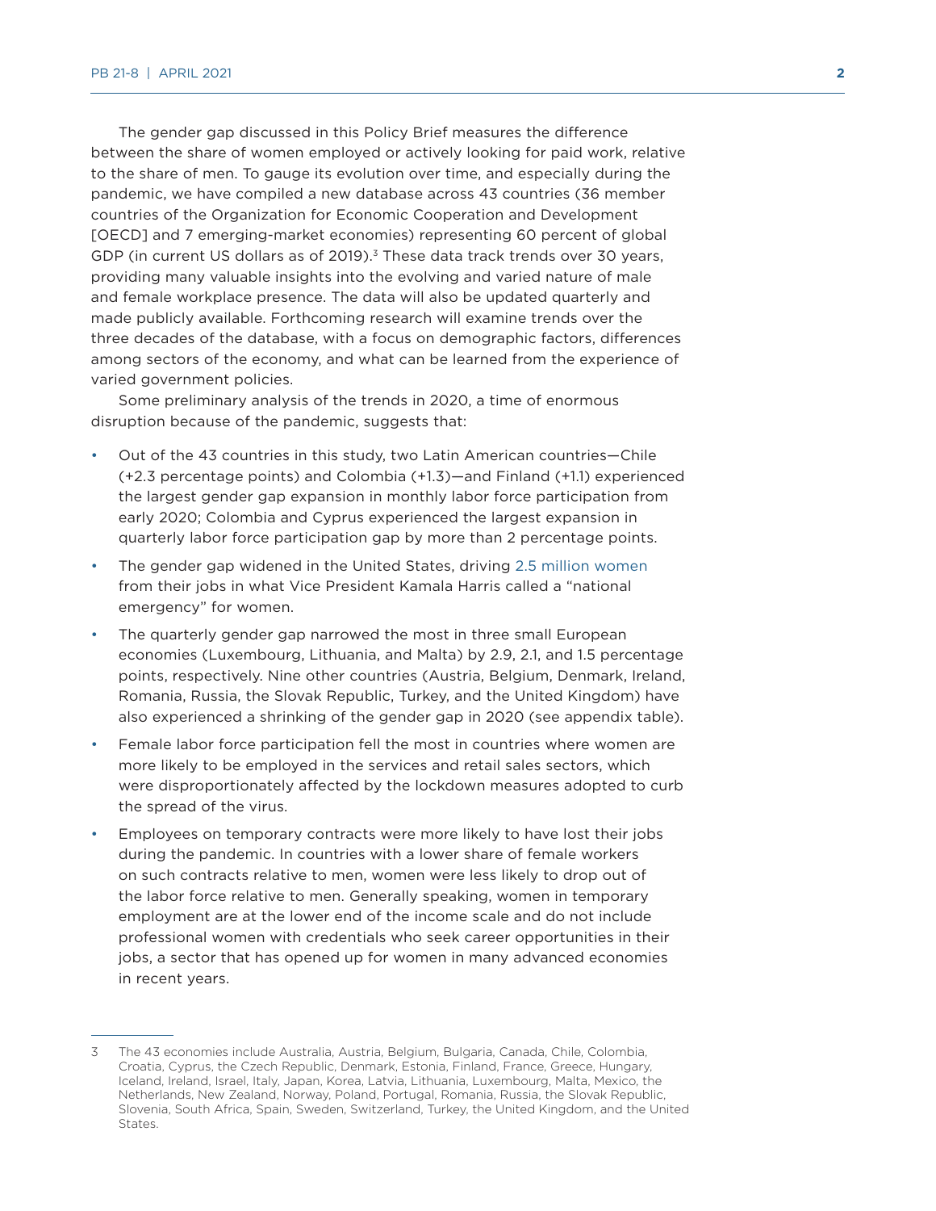The gender gap discussed in this Policy Brief measures the difference between the share of women employed or actively looking for paid work, relative to the share of men. To gauge its evolution over time, and especially during the pandemic, we have compiled a new database across 43 countries (36 member countries of the Organization for Economic Cooperation and Development [OECD] and 7 emerging-market economies) representing 60 percent of global GDP (in current US dollars as of 2019).[3] These data track trends over 30 years, providing many valuable insights into the evolving and varied nature of male and female workplace presence. The data will also be updated quarterly and made publicly available. Forthcoming research will examine trends over the three decades of the database, with a focus on demographic factors, differences among sectors of the economy, and what can be learned from the experience of varied government policies.

Some preliminary analysis of the trends in 2020, a time of enormous disruption because of the pandemic, suggests that:

- Out of the 43 countries in this study, two Latin American countries—Chile (+2.3 percentage points) and Colombia (+1.3)—and Finland (+1.1) experienced the largest gender gap expansion in monthly labor force participation from early 2020; Colombia and Cyprus experienced the largest expansion in quarterly labor force participation gap by more than 2 percentage points.
- The gender gap widened in the United States, driving 2.5 million women from their jobs in what Vice President Kamala Harris called a "national emergency" for women.
- The quarterly gender gap narrowed the most in three small European economies (Luxembourg, Lithuania, and Malta) by 2.9, 2.1, and 1.5 percentage points, respectively. Nine other countries (Austria, Belgium, Denmark, Ireland, Romania, Russia, the Slovak Republic, Turkey, and the United Kingdom) have also experienced a shrinking of the gender gap in 2020 (see appendix table).
- Female labor force participation fell the most in countries where women are more likely to be employed in the services and retail sales sectors, which were disproportionately affected by the lockdown measures adopted to curb the spread of the virus.
- Employees on temporary contracts were more likely to have lost their jobs during the pandemic. In countries with a lower share of female workers on such contracts relative to men, women were less likely to drop out of the labor force relative to men. Generally speaking, women in temporary employment are at the lower end of the income scale and do not include professional women with credentials who seek career opportunities in their jobs, a sector that has opened up for women in many advanced economies in recent years.

---

3 The 43 economies include Australia, Austria, Belgium, Bulgaria, Canada, Chile, Colombia, Croatia, Cyprus, the Czech Republic, Denmark, Estonia, Finland, France, Greece, Hungary, Iceland, Ireland, Israel, Italy, Japan, Korea, Latvia, Lithuania, Luxembourg, Malta, Mexico, the Netherlands, New Zealand, Norway, Poland, Portugal, Romania, Russia, the Slovak Republic, Slovenia, South Africa, Spain, Sweden, Switzerland, Turkey, the United Kingdom, and the United States.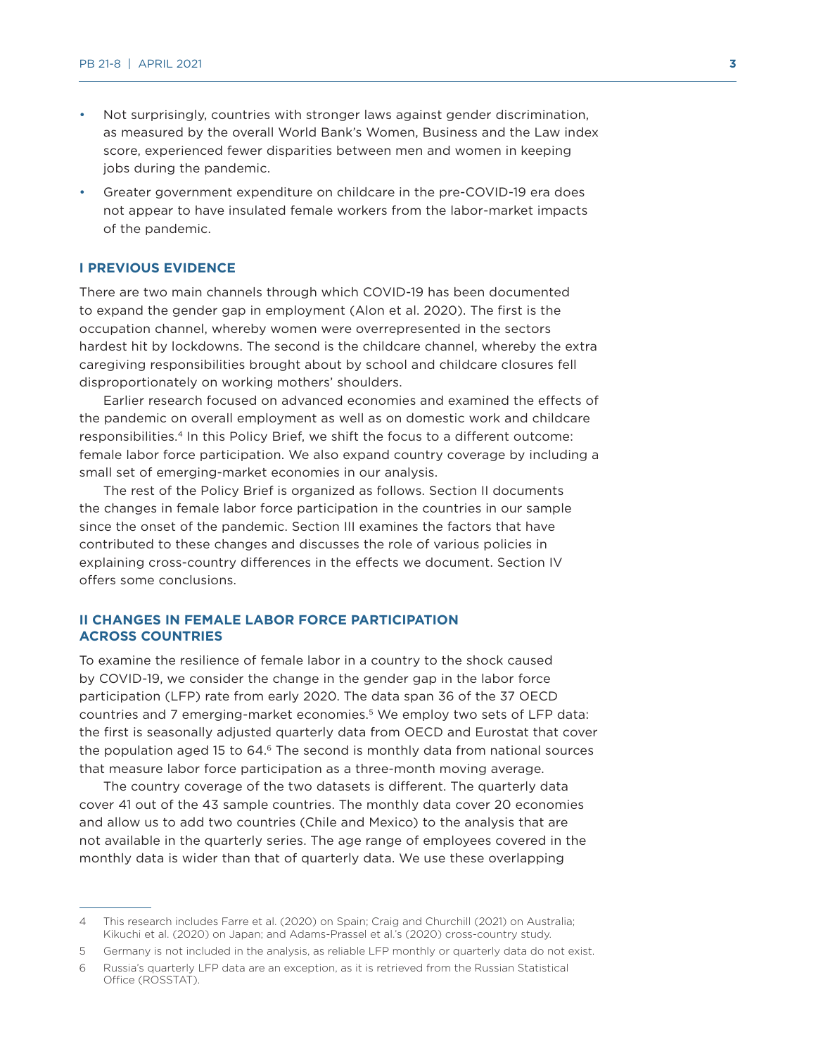- Not surprisingly, countries with stronger laws against gender discrimination, as measured by the overall World Bank's Women, Business and the Law index score, experienced fewer disparities between men and women in keeping jobs during the pandemic.
- Greater government expenditure on childcare in the pre-COVID-19 era does not appear to have insulated female workers from the labor-market impacts of the pandemic.

## I PREVIOUS EVIDENCE

There are two main channels through which COVID-19 has been documented to expand the gender gap in employment (Alon et al. 2020). The first is the occupation channel, whereby women were overrepresented in the sectors hardest hit by lockdowns. The second is the childcare channel, whereby the extra caregiving responsibilities brought about by school and childcare closures fell disproportionately on working mothers' shoulders.

Earlier research focused on advanced economies and examined the effects of the pandemic on overall employment as well as on domestic work and childcare responsibilities.[4] In this Policy Brief, we shift the focus to a different outcome: female labor force participation. We also expand country coverage by including a small set of emerging-market economies in our analysis.

The rest of the Policy Brief is organized as follows. Section II documents the changes in female labor force participation in the countries in our sample since the onset of the pandemic. Section III examines the factors that have contributed to these changes and discusses the role of various policies in explaining cross-country differences in the effects we document. Section IV offers some conclusions.

## II CHANGES IN FEMALE LABOR FORCE PARTICIPATION ACROSS COUNTRIES

To examine the resilience of female labor in a country to the shock caused by COVID-19, we consider the change in the gender gap in the labor force participation (LFP) rate from early 2020. The data span 36 of the 37 OECD countries and 7 emerging-market economies.[5] We employ two sets of LFP data: the first is seasonally adjusted quarterly data from OECD and Eurostat that cover the population aged 15 to 64.[6] The second is monthly data from national sources that measure labor force participation as a three-month moving average.

The country coverage of the two datasets is different. The quarterly data cover 41 out of the 43 sample countries. The monthly data cover 20 economies and allow us to add two countries (Chile and Mexico) to the analysis that are not available in the quarterly series. The age range of employees covered in the monthly data is wider than that of quarterly data. We use these overlapping

---

4 This research includes Farre et al. (2020) on Spain; Craig and Churchill (2021) on Australia; Kikuchi et al. (2020) on Japan; and Adams-Prassel et al.'s (2020) cross-country study.

5 Germany is not included in the analysis, as reliable LFP monthly or quarterly data do not exist.

6 Russia's quarterly LFP data are an exception, as it is retrieved from the Russian Statistical Office (ROSSTAT).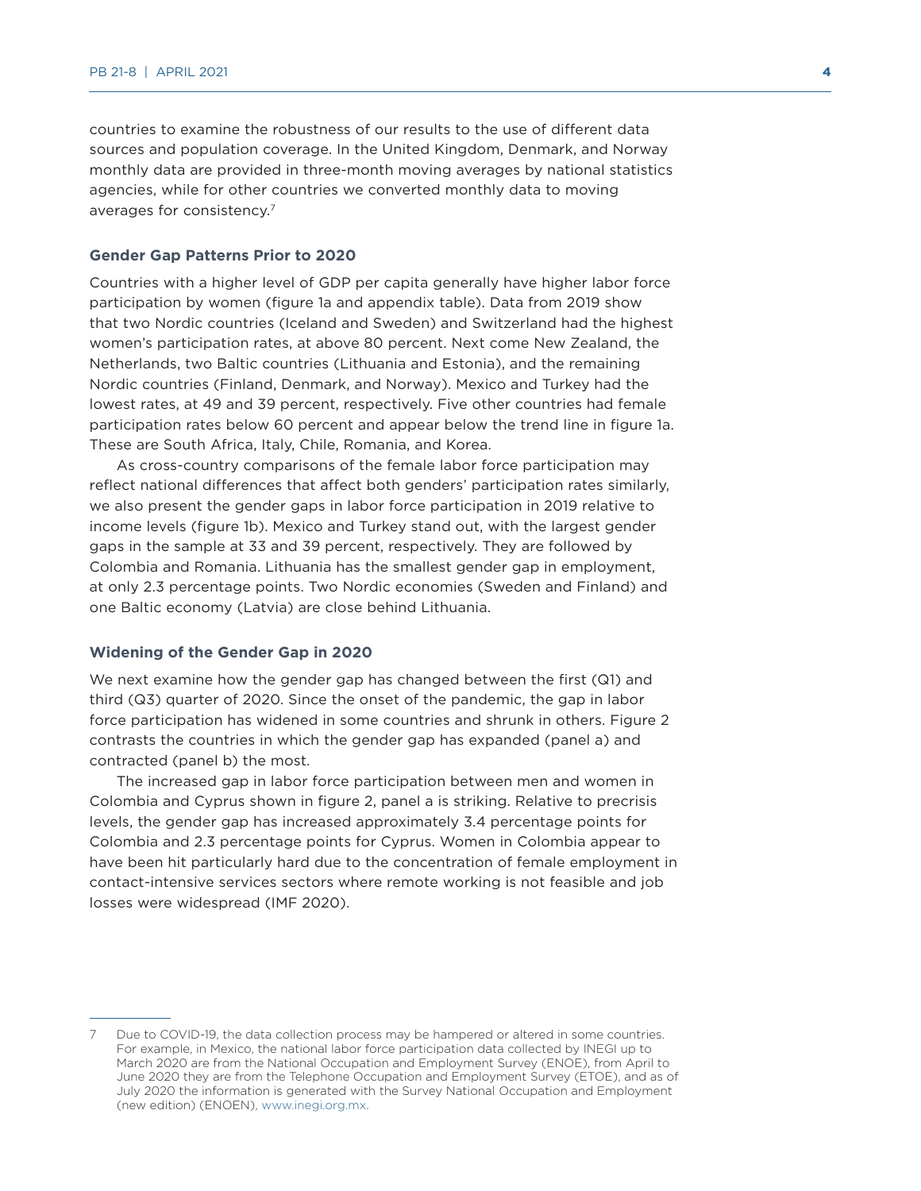countries to examine the robustness of our results to the use of different data sources and population coverage. In the United Kingdom, Denmark, and Norway monthly data are provided in three-month moving averages by national statistics agencies, while for other countries we converted monthly data to moving averages for consistency.[7]

### Gender Gap Patterns Prior to 2020

Countries with a higher level of GDP per capita generally have higher labor force participation by women (figure 1a and appendix table). Data from 2019 show that two Nordic countries (Iceland and Sweden) and Switzerland had the highest women's participation rates, at above 80 percent. Next come New Zealand, the Netherlands, two Baltic countries (Lithuania and Estonia), and the remaining Nordic countries (Finland, Denmark, and Norway). Mexico and Turkey had the lowest rates, at 49 and 39 percent, respectively. Five other countries had female participation rates below 60 percent and appear below the trend line in figure 1a. These are South Africa, Italy, Chile, Romania, and Korea.

As cross-country comparisons of the female labor force participation may reflect national differences that affect both genders' participation rates similarly, we also present the gender gaps in labor force participation in 2019 relative to income levels (figure 1b). Mexico and Turkey stand out, with the largest gender gaps in the sample at 33 and 39 percent, respectively. They are followed by Colombia and Romania. Lithuania has the smallest gender gap in employment, at only 2.3 percentage points. Two Nordic economies (Sweden and Finland) and one Baltic economy (Latvia) are close behind Lithuania.

### Widening of the Gender Gap in 2020

We next examine how the gender gap has changed between the first (Q1) and third (Q3) quarter of 2020. Since the onset of the pandemic, the gap in labor force participation has widened in some countries and shrunk in others. Figure 2 contrasts the countries in which the gender gap has expanded (panel a) and contracted (panel b) the most.

The increased gap in labor force participation between men and women in Colombia and Cyprus shown in figure 2, panel a is striking. Relative to precrisis levels, the gender gap has increased approximately 3.4 percentage points for Colombia and 2.3 percentage points for Cyprus. Women in Colombia appear to have been hit particularly hard due to the concentration of female employment in contact-intensive services sectors where remote working is not feasible and job losses were widespread (IMF 2020).

---

7 Due to COVID-19, the data collection process may be hampered or altered in some countries. For example, in Mexico, the national labor force participation data collected by INEGI up to March 2020 are from the National Occupation and Employment Survey (ENOE), from April to June 2020 they are from the Telephone Occupation and Employment Survey (ETOE), and as of July 2020 the information is generated with the Survey National Occupation and Employment (new edition) (ENOEN), www.inegi.org.mx.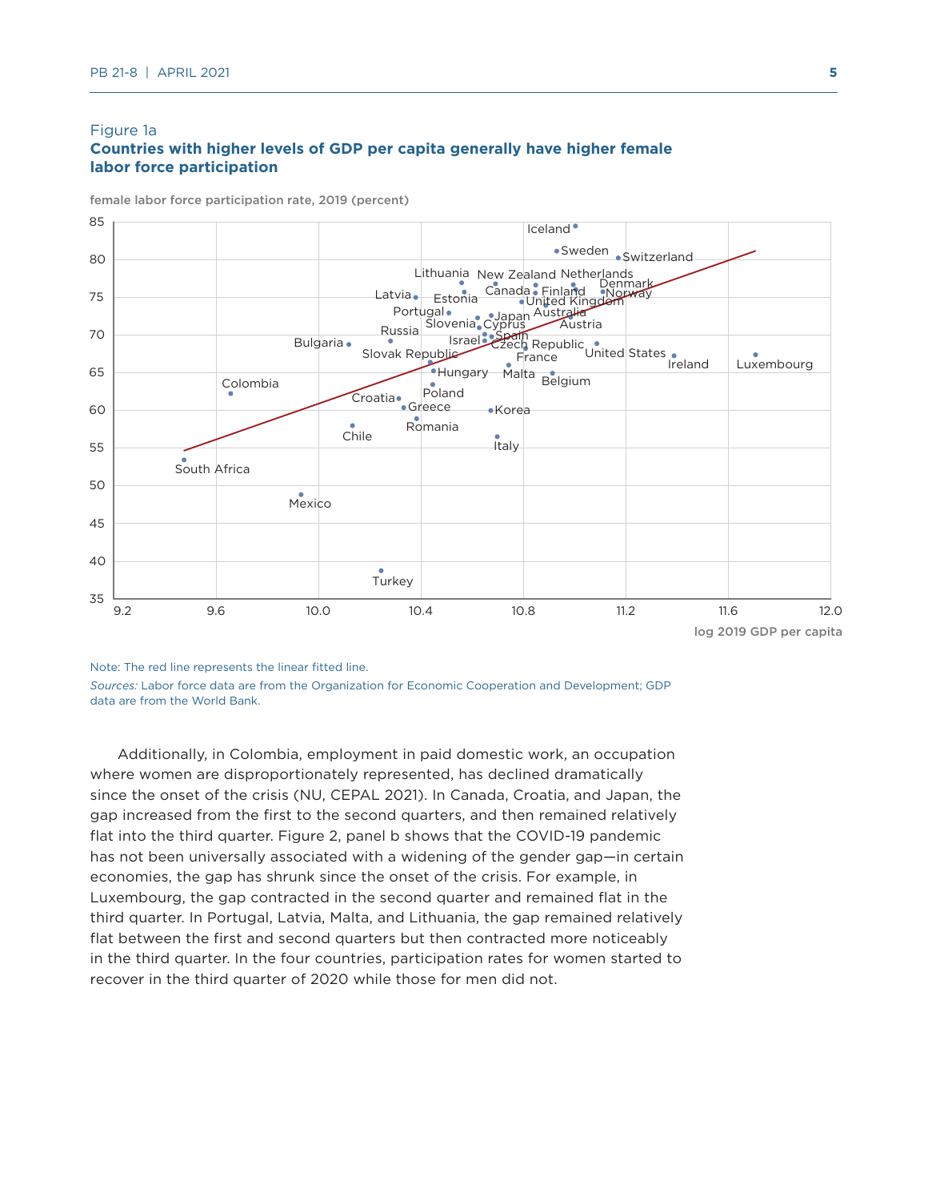Figure 1a

**Countries with higher levels of GDP per capita generally have higher female labor force participation**

Note: The red line represents the linear fitted line.

*Sources:* Labor force data are from the Organization for Economic Cooperation and Development; GDP data are from the World Bank.

Additionally, in Colombia, employment in paid domestic work, an occupation where women are disproportionately represented, has declined dramatically since the onset of the crisis (NU, CEPAL 2021). In Canada, Croatia, and Japan, the gap increased from the first to the second quarters, and then remained relatively flat into the third quarter. Figure 2, panel b shows that the COVID-19 pandemic has not been universally associated with a widening of the gender gap—in certain economies, the gap has shrunk since the onset of the crisis. For example, in Luxembourg, the gap contracted in the second quarter and remained flat in the third quarter. In Portugal, Latvia, Malta, and Lithuania, the gap remained relatively flat between the first and second quarters but then contracted more noticeably in the third quarter. In the four countries, participation rates for women started to recover in the third quarter of 2020 while those for men did not.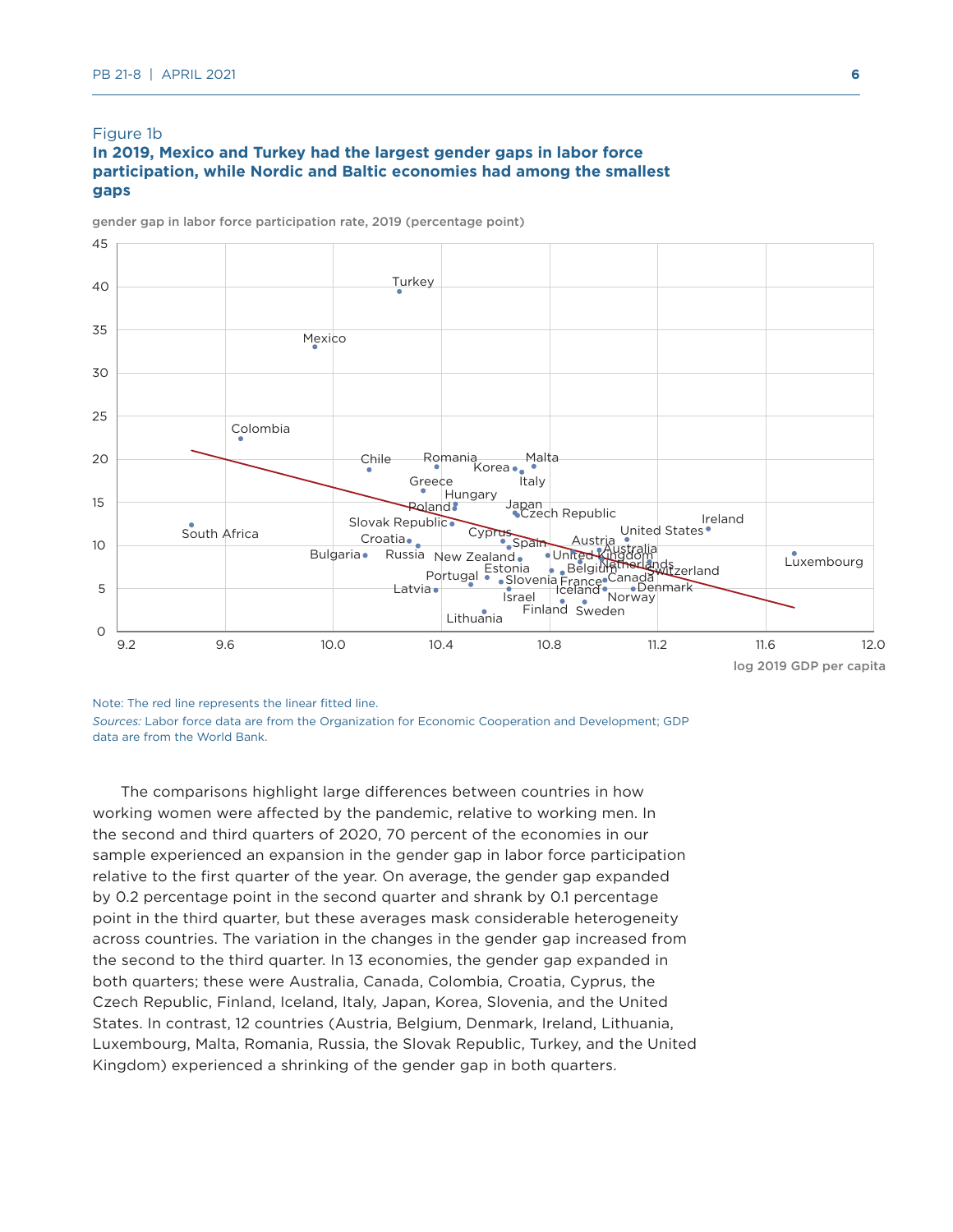Figure 1b

**In 2019, Mexico and Turkey had the largest gender gaps in labor force participation, while Nordic and Baltic economies had among the smallest gaps**

Note: The red line represents the linear fitted line.

*Sources:* Labor force data are from the Organization for Economic Cooperation and Development; GDP data are from the World Bank.

The comparisons highlight large differences between countries in how working women were affected by the pandemic, relative to working men. In the second and third quarters of 2020, 70 percent of the economies in our sample experienced an expansion in the gender gap in labor force participation relative to the first quarter of the year. On average, the gender gap expanded by 0.2 percentage point in the second quarter and shrank by 0.1 percentage point in the third quarter, but these averages mask considerable heterogeneity across countries. The variation in the changes in the gender gap increased from the second to the third quarter. In 13 economies, the gender gap expanded in both quarters; these were Australia, Canada, Colombia, Croatia, Cyprus, the Czech Republic, Finland, Iceland, Italy, Japan, Korea, Slovenia, and the United States. In contrast, 12 countries (Austria, Belgium, Denmark, Ireland, Lithuania, Luxembourg, Malta, Romania, Russia, the Slovak Republic, Turkey, and the United Kingdom) experienced a shrinking of the gender gap in both quarters.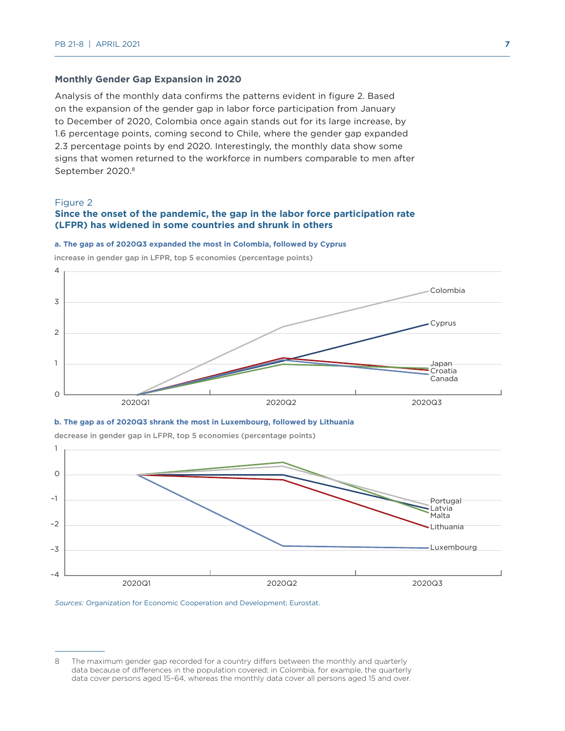## Monthly Gender Gap Expansion in 2020

Analysis of the monthly data confirms the patterns evident in figure 2. Based on the expansion of the gender gap in labor force participation from January to December of 2020, Colombia once again stands out for its large increase, by 1.6 percentage points, coming second to Chile, where the gender gap expanded 2.3 percentage points by end 2020. Interestingly, the monthly data show some signs that women returned to the workforce in numbers comparable to men after September 2020.[8]

Figure 2

**Since the onset of the pandemic, the gap in the labor force participation rate (LFPR) has widened in some countries and shrunk in others**

**a. The gap as of 2020Q3 expanded the most in Colombia, followed by Cyprus**

increase in gender gap in LFPR, top 5 economies (percentage points)

**b. The gap as of 2020Q3 shrank the most in Luxembourg, followed by Lithuania**

decrease in gender gap in LFPR, top 5 economies (percentage points)

*Sources:* Organization for Economic Cooperation and Development; Eurostat.

---

8 The maximum gender gap recorded for a country differs between the monthly and quarterly data because of differences in the population covered; in Colombia, for example, the quarterly data cover persons aged 15–64, whereas the monthly data cover all persons aged 15 and over.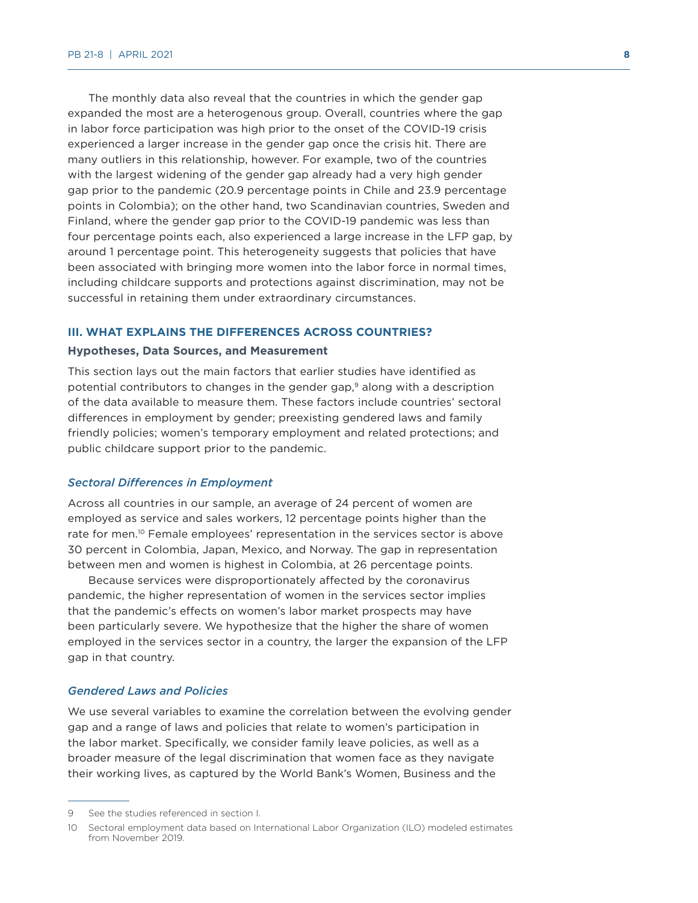The monthly data also reveal that the countries in which the gender gap expanded the most are a heterogenous group. Overall, countries where the gap in labor force participation was high prior to the onset of the COVID-19 crisis experienced a larger increase in the gender gap once the crisis hit. There are many outliers in this relationship, however. For example, two of the countries with the largest widening of the gender gap already had a very high gender gap prior to the pandemic (20.9 percentage points in Chile and 23.9 percentage points in Colombia); on the other hand, two Scandinavian countries, Sweden and Finland, where the gender gap prior to the COVID-19 pandemic was less than four percentage points each, also experienced a large increase in the LFP gap, by around 1 percentage point. This heterogeneity suggests that policies that have been associated with bringing more women into the labor force in normal times, including childcare supports and protections against discrimination, may not be successful in retaining them under extraordinary circumstances.

## III. WHAT EXPLAINS THE DIFFERENCES ACROSS COUNTRIES?

### Hypotheses, Data Sources, and Measurement

This section lays out the main factors that earlier studies have identified as potential contributors to changes in the gender gap,[9] along with a description of the data available to measure them. These factors include countries' sectoral differences in employment by gender; preexisting gendered laws and family friendly policies; women's temporary employment and related protections; and public childcare support prior to the pandemic.

#### *Sectoral Differences in Employment*

Across all countries in our sample, an average of 24 percent of women are employed as service and sales workers, 12 percentage points higher than the rate for men.[10] Female employees' representation in the services sector is above 30 percent in Colombia, Japan, Mexico, and Norway. The gap in representation between men and women is highest in Colombia, at 26 percentage points.

Because services were disproportionately affected by the coronavirus pandemic, the higher representation of women in the services sector implies that the pandemic's effects on women's labor market prospects may have been particularly severe. We hypothesize that the higher the share of women employed in the services sector in a country, the larger the expansion of the LFP gap in that country.

#### *Gendered Laws and Policies*

We use several variables to examine the correlation between the evolving gender gap and a range of laws and policies that relate to women's participation in the labor market. Specifically, we consider family leave policies, as well as a broader measure of the legal discrimination that women face as they navigate their working lives, as captured by the World Bank's Women, Business and the

9 See the studies referenced in section I.

10 Sectoral employment data based on International Labor Organization (ILO) modeled estimates from November 2019.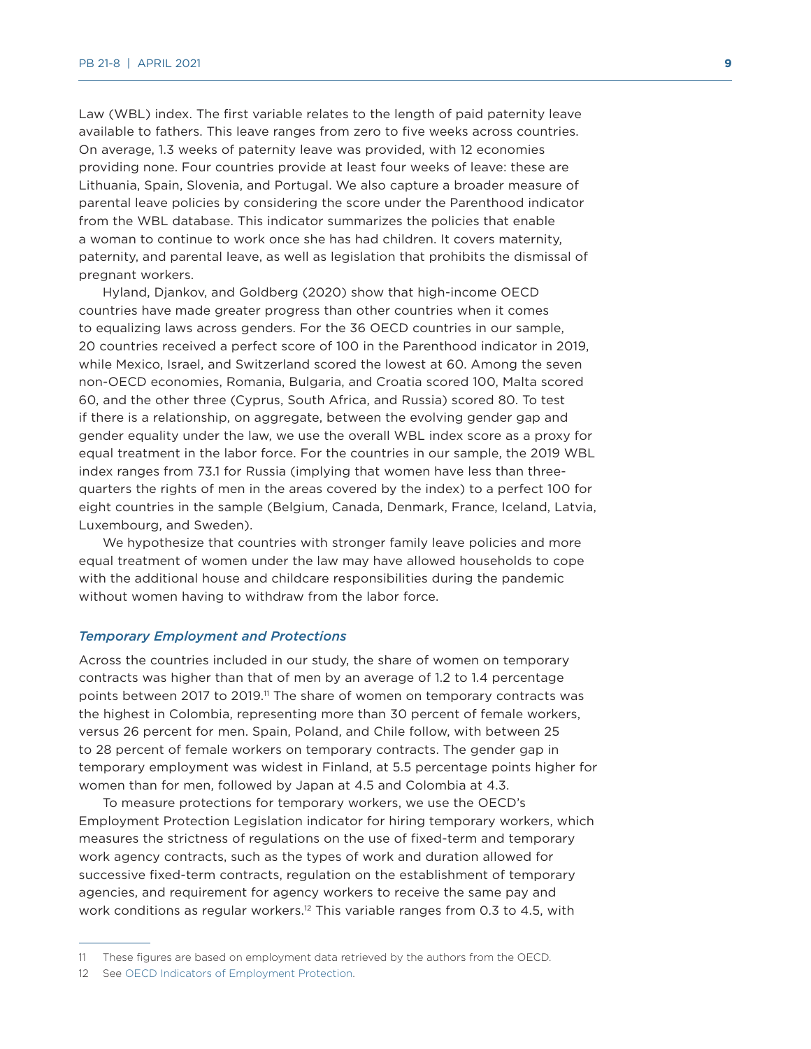Law (WBL) index. The first variable relates to the length of paid paternity leave available to fathers. This leave ranges from zero to five weeks across countries. On average, 1.3 weeks of paternity leave was provided, with 12 economies providing none. Four countries provide at least four weeks of leave: these are Lithuania, Spain, Slovenia, and Portugal. We also capture a broader measure of parental leave policies by considering the score under the Parenthood indicator from the WBL database. This indicator summarizes the policies that enable a woman to continue to work once she has had children. It covers maternity, paternity, and parental leave, as well as legislation that prohibits the dismissal of pregnant workers.

Hyland, Djankov, and Goldberg (2020) show that high-income OECD countries have made greater progress than other countries when it comes to equalizing laws across genders. For the 36 OECD countries in our sample, 20 countries received a perfect score of 100 in the Parenthood indicator in 2019, while Mexico, Israel, and Switzerland scored the lowest at 60. Among the seven non-OECD economies, Romania, Bulgaria, and Croatia scored 100, Malta scored 60, and the other three (Cyprus, South Africa, and Russia) scored 80. To test if there is a relationship, on aggregate, between the evolving gender gap and gender equality under the law, we use the overall WBL index score as a proxy for equal treatment in the labor force. For the countries in our sample, the 2019 WBL index ranges from 73.1 for Russia (implying that women have less than three-quarters the rights of men in the areas covered by the index) to a perfect 100 for eight countries in the sample (Belgium, Canada, Denmark, France, Iceland, Latvia, Luxembourg, and Sweden).

We hypothesize that countries with stronger family leave policies and more equal treatment of women under the law may have allowed households to cope with the additional house and childcare responsibilities during the pandemic without women having to withdraw from the labor force.

### *Temporary Employment and Protections*

Across the countries included in our study, the share of women on temporary contracts was higher than that of men by an average of 1.2 to 1.4 percentage points between 2017 to 2019.[11] The share of women on temporary contracts was the highest in Colombia, representing more than 30 percent of female workers, versus 26 percent for men. Spain, Poland, and Chile follow, with between 25 to 28 percent of female workers on temporary contracts. The gender gap in temporary employment was widest in Finland, at 5.5 percentage points higher for women than for men, followed by Japan at 4.5 and Colombia at 4.3.

To measure protections for temporary workers, we use the OECD's Employment Protection Legislation indicator for hiring temporary workers, which measures the strictness of regulations on the use of fixed-term and temporary work agency contracts, such as the types of work and duration allowed for successive fixed-term contracts, regulation on the establishment of temporary agencies, and requirement for agency workers to receive the same pay and work conditions as regular workers.[12] This variable ranges from 0.3 to 4.5, with

---

11 These figures are based on employment data retrieved by the authors from the OECD.

12 See OECD Indicators of Employment Protection.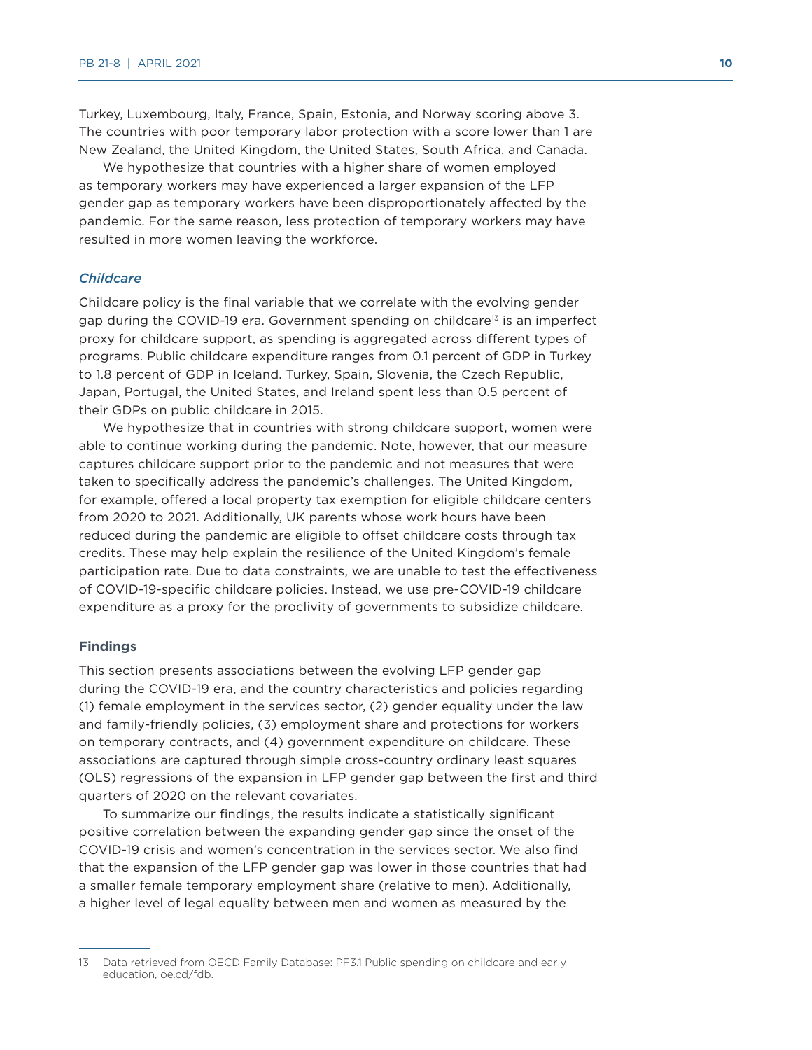Turkey, Luxembourg, Italy, France, Spain, Estonia, and Norway scoring above 3. The countries with poor temporary labor protection with a score lower than 1 are New Zealand, the United Kingdom, the United States, South Africa, and Canada.

We hypothesize that countries with a higher share of women employed as temporary workers may have experienced a larger expansion of the LFP gender gap as temporary workers have been disproportionately affected by the pandemic. For the same reason, less protection of temporary workers may have resulted in more women leaving the workforce.

### *Childcare*

Childcare policy is the final variable that we correlate with the evolving gender gap during the COVID-19 era. Government spending on childcare[13] is an imperfect proxy for childcare support, as spending is aggregated across different types of programs. Public childcare expenditure ranges from 0.1 percent of GDP in Turkey to 1.8 percent of GDP in Iceland. Turkey, Spain, Slovenia, the Czech Republic, Japan, Portugal, the United States, and Ireland spent less than 0.5 percent of their GDPs on public childcare in 2015.

We hypothesize that in countries with strong childcare support, women were able to continue working during the pandemic. Note, however, that our measure captures childcare support prior to the pandemic and not measures that were taken to specifically address the pandemic's challenges. The United Kingdom, for example, offered a local property tax exemption for eligible childcare centers from 2020 to 2021. Additionally, UK parents whose work hours have been reduced during the pandemic are eligible to offset childcare costs through tax credits. These may help explain the resilience of the United Kingdom's female participation rate. Due to data constraints, we are unable to test the effectiveness of COVID-19-specific childcare policies. Instead, we use pre-COVID-19 childcare expenditure as a proxy for the proclivity of governments to subsidize childcare.

## Findings

This section presents associations between the evolving LFP gender gap during the COVID-19 era, and the country characteristics and policies regarding (1) female employment in the services sector, (2) gender equality under the law and family-friendly policies, (3) employment share and protections for workers on temporary contracts, and (4) government expenditure on childcare. These associations are captured through simple cross-country ordinary least squares (OLS) regressions of the expansion in LFP gender gap between the first and third quarters of 2020 on the relevant covariates.

To summarize our findings, the results indicate a statistically significant positive correlation between the expanding gender gap since the onset of the COVID-19 crisis and women's concentration in the services sector. We also find that the expansion of the LFP gender gap was lower in those countries that had a smaller female temporary employment share (relative to men). Additionally, a higher level of legal equality between men and women as measured by the

---

13 Data retrieved from OECD Family Database: PF3.1 Public spending on childcare and early education, oe.cd/fdb.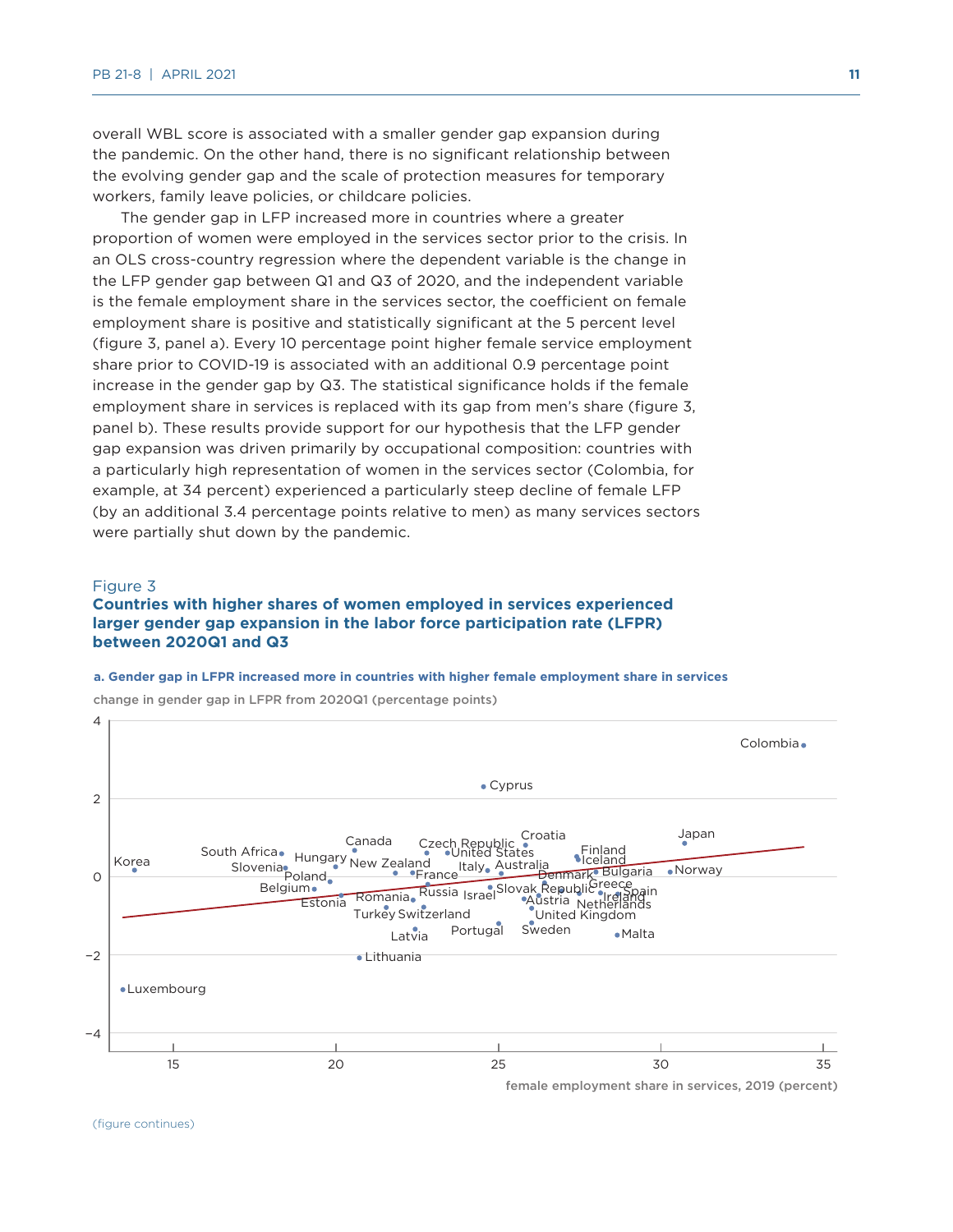overall WBL score is associated with a smaller gender gap expansion during the pandemic. On the other hand, there is no significant relationship between the evolving gender gap and the scale of protection measures for temporary workers, family leave policies, or childcare policies.

The gender gap in LFP increased more in countries where a greater proportion of women were employed in the services sector prior to the crisis. In an OLS cross-country regression where the dependent variable is the change in the LFP gender gap between Q1 and Q3 of 2020, and the independent variable is the female employment share in the services sector, the coefficient on female employment share is positive and statistically significant at the 5 percent level (figure 3, panel a). Every 10 percentage point higher female service employment share prior to COVID-19 is associated with an additional 0.9 percentage point increase in the gender gap by Q3. The statistical significance holds if the female employment share in services is replaced with its gap from men's share (figure 3, panel b). These results provide support for our hypothesis that the LFP gender gap expansion was driven primarily by occupational composition: countries with a particularly high representation of women in the services sector (Colombia, for example, at 34 percent) experienced a particularly steep decline of female LFP (by an additional 3.4 percentage points relative to men) as many services sectors were partially shut down by the pandemic.

Figure 3

**Countries with higher shares of women employed in services experienced larger gender gap expansion in the labor force participation rate (LFPR) between 2020Q1 and Q3**

**a. Gender gap in LFPR increased more in countries with higher female employment share in services**

change in gender gap in LFPR from 2020Q1 (percentage points)

female employment share in services, 2019 (percent)

(figure continues)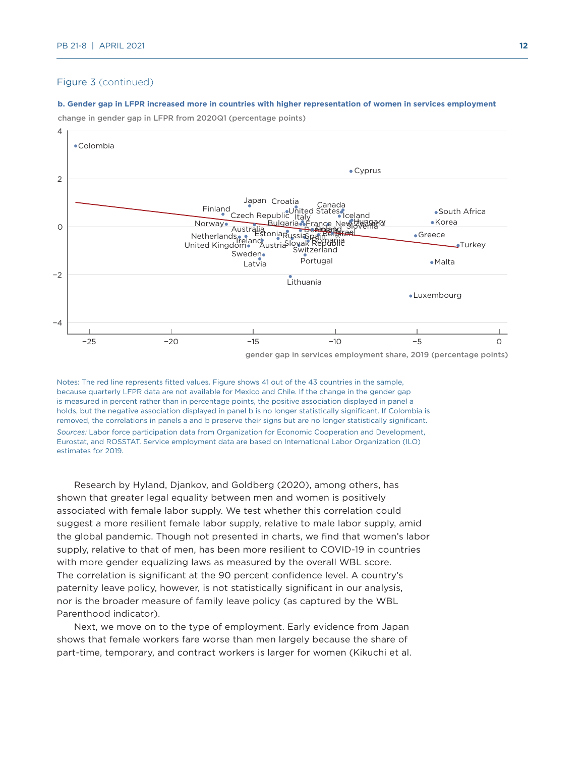Figure 3 (continued)

**b. Gender gap in LFPR increased more in countries with higher representation of women in services employment**

change in gender gap in LFPR from 2020Q1 (percentage points)

gender gap in services employment share, 2019 (percentage points)

Notes: The red line represents fitted values. Figure shows 41 out of the 43 countries in the sample, because quarterly LFPR data are not available for Mexico and Chile. If the change in the gender gap is measured in percent rather than in percentage points, the positive association displayed in panel a holds, but the negative association displayed in panel b is no longer statistically significant. If Colombia is removed, the correlations in panels a and b preserve their signs but are no longer statistically significant.

*Sources:* Labor force participation data from Organization for Economic Cooperation and Development, Eurostat, and ROSSTAT. Service employment data are based on International Labor Organization (ILO) estimates for 2019.

Research by Hyland, Djankov, and Goldberg (2020), among others, has shown that greater legal equality between men and women is positively associated with female labor supply. We test whether this correlation could suggest a more resilient female labor supply, relative to male labor supply, amid the global pandemic. Though not presented in charts, we find that women's labor supply, relative to that of men, has been more resilient to COVID-19 in countries with more gender equalizing laws as measured by the overall WBL score. The correlation is significant at the 90 percent confidence level. A country's paternity leave policy, however, is not statistically significant in our analysis, nor is the broader measure of family leave policy (as captured by the WBL Parenthood indicator).

Next, we move on to the type of employment. Early evidence from Japan shows that female workers fare worse than men largely because the share of part-time, temporary, and contract workers is larger for women (Kikuchi et al.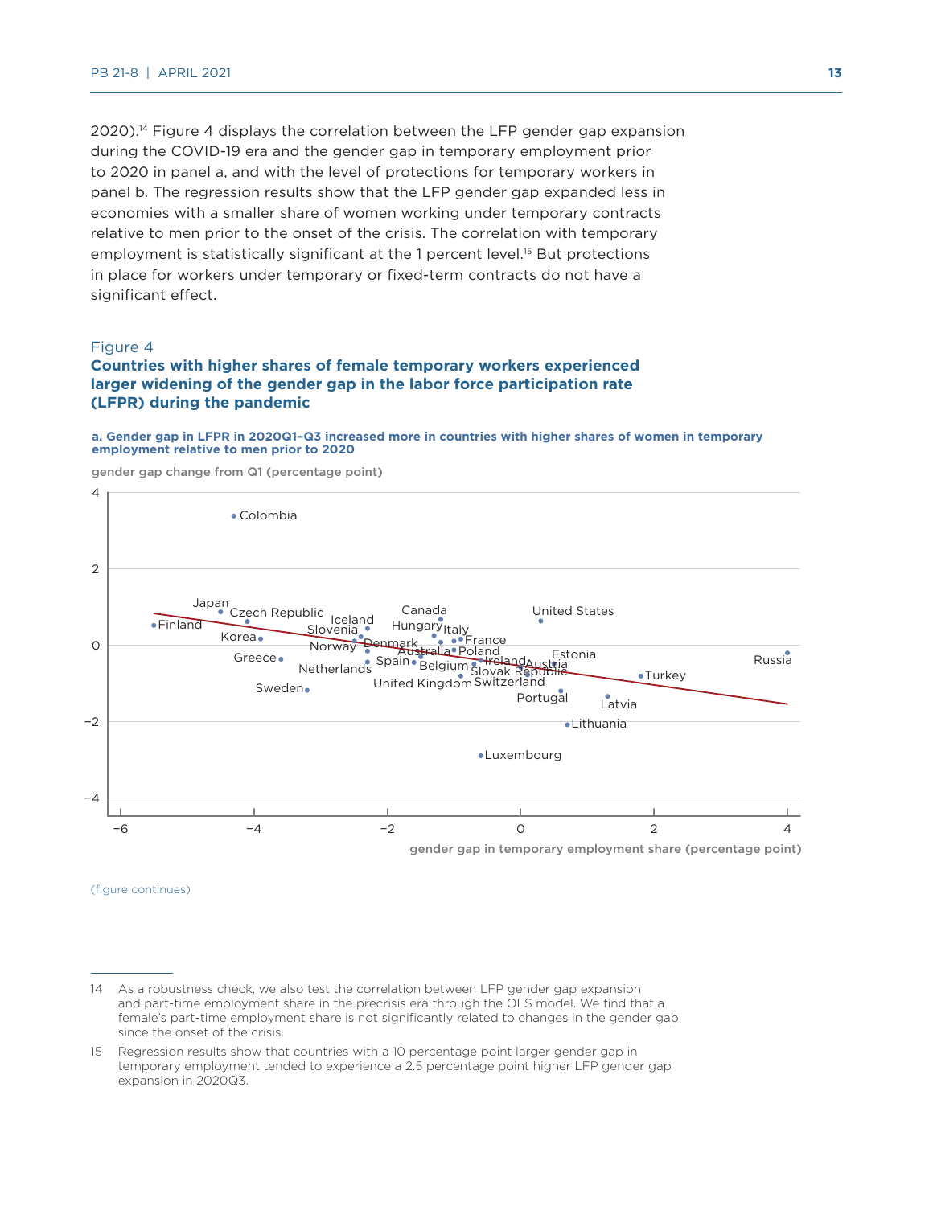2020).[14] Figure 4 displays the correlation between the LFP gender gap expansion during the COVID-19 era and the gender gap in temporary employment prior to 2020 in panel a, and with the level of protections for temporary workers in panel b. The regression results show that the LFP gender gap expanded less in economies with a smaller share of women working under temporary contracts relative to men prior to the onset of the crisis. The correlation with temporary employment is statistically significant at the 1 percent level.[15] But protections in place for workers under temporary or fixed-term contracts do not have a significant effect.

Figure 4

**Countries with higher shares of female temporary workers experienced larger widening of the gender gap in the labor force participation rate (LFPR) during the pandemic**

**a. Gender gap in LFPR in 2020Q1–Q3 increased more in countries with higher shares of women in temporary employment relative to men prior to 2020**

gender gap change from Q1 (percentage point)

gender gap in temporary employment share (percentage point)

(figure continues)

---

14 As a robustness check, we also test the correlation between LFP gender gap expansion and part-time employment share in the precrisis era through the OLS model. We find that a female's part-time employment share is not significantly related to changes in the gender gap since the onset of the crisis.

15 Regression results show that countries with a 10 percentage point larger gender gap in temporary employment tended to experience a 2.5 percentage point higher LFP gender gap expansion in 2020Q3.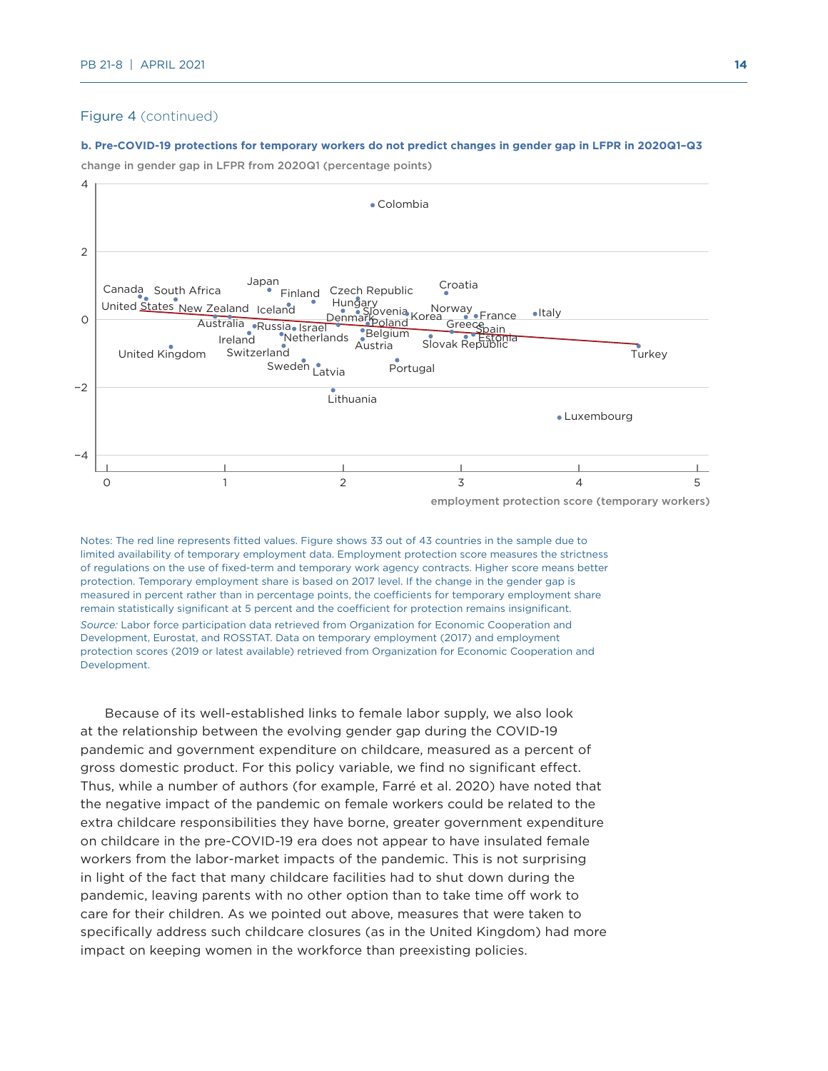Figure 4 (continued)

**b. Pre-COVID-19 protections for temporary workers do not predict changes in gender gap in LFPR in 2020Q1–Q3**

change in gender gap in LFPR from 2020Q1 (percentage points)

employment protection score (temporary workers)

Notes: The red line represents fitted values. Figure shows 33 out of 43 countries in the sample due to limited availability of temporary employment data. Employment protection score measures the strictness of regulations on the use of fixed-term and temporary work agency contracts. Higher score means better protection. Temporary employment share is based on 2017 level. If the change in the gender gap is measured in percent rather than in percentage points, the coefficients for temporary employment share remain statistically significant at 5 percent and the coefficient for protection remains insignificant.

*Source:* Labor force participation data retrieved from Organization for Economic Cooperation and Development, Eurostat, and ROSSTAT. Data on temporary employment (2017) and employment protection scores (2019 or latest available) retrieved from Organization for Economic Cooperation and Development.

Because of its well-established links to female labor supply, we also look at the relationship between the evolving gender gap during the COVID-19 pandemic and government expenditure on childcare, measured as a percent of gross domestic product. For this policy variable, we find no significant effect. Thus, while a number of authors (for example, Farré et al. 2020) have noted that the negative impact of the pandemic on female workers could be related to the extra childcare responsibilities they have borne, greater government expenditure on childcare in the pre-COVID-19 era does not appear to have insulated female workers from the labor-market impacts of the pandemic. This is not surprising in light of the fact that many childcare facilities had to shut down during the pandemic, leaving parents with no other option than to take time off work to care for their children. As we pointed out above, measures that were taken to specifically address such childcare closures (as in the United Kingdom) had more impact on keeping women in the workforce than preexisting policies.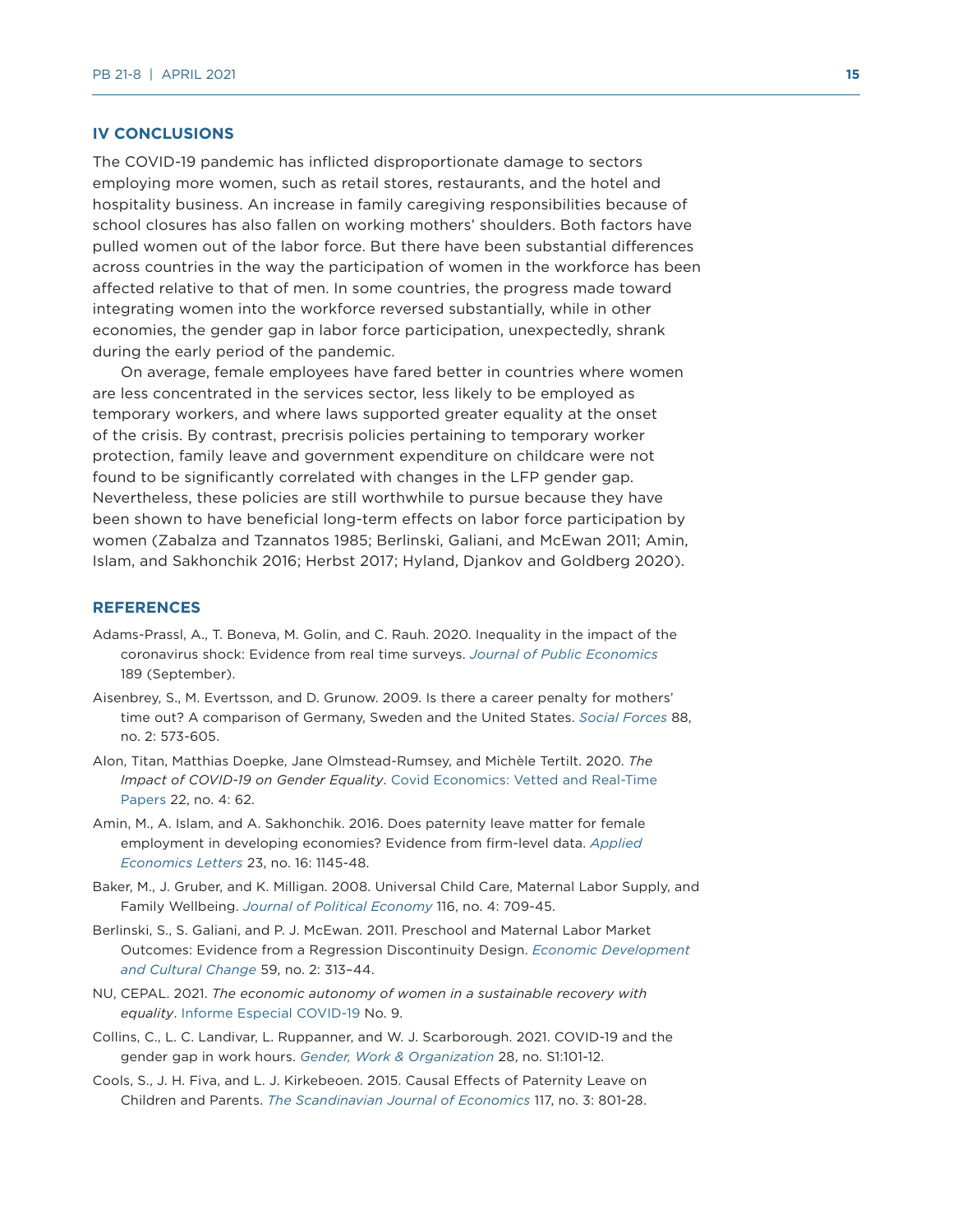## IV CONCLUSIONS

The COVID-19 pandemic has inflicted disproportionate damage to sectors employing more women, such as retail stores, restaurants, and the hotel and hospitality business. An increase in family caregiving responsibilities because of school closures has also fallen on working mothers' shoulders. Both factors have pulled women out of the labor force. But there have been substantial differences across countries in the way the participation of women in the workforce has been affected relative to that of men. In some countries, the progress made toward integrating women into the workforce reversed substantially, while in other economies, the gender gap in labor force participation, unexpectedly, shrank during the early period of the pandemic.

On average, female employees have fared better in countries where women are less concentrated in the services sector, less likely to be employed as temporary workers, and where laws supported greater equality at the onset of the crisis. By contrast, precrisis policies pertaining to temporary worker protection, family leave and government expenditure on childcare were not found to be significantly correlated with changes in the LFP gender gap. Nevertheless, these policies are still worthwhile to pursue because they have been shown to have beneficial long-term effects on labor force participation by women (Zabalza and Tzannatos 1985; Berlinski, Galiani, and McEwan 2011; Amin, Islam, and Sakhonchik 2016; Herbst 2017; Hyland, Djankov and Goldberg 2020).

## REFERENCES

Adams-Prassl, A., T. Boneva, M. Golin, and C. Rauh. 2020. Inequality in the impact of the coronavirus shock: Evidence from real time surveys. *Journal of Public Economics* 189 (September).

Aisenbrey, S., M. Evertsson, and D. Grunow. 2009. Is there a career penalty for mothers' time out? A comparison of Germany, Sweden and the United States. *Social Forces* 88, no. 2: 573-605.

Alon, Titan, Matthias Doepke, Jane Olmstead-Rumsey, and Michèle Tertilt. 2020. *The Impact of COVID-19 on Gender Equality*. Covid Economics: Vetted and Real-Time Papers 22, no. 4: 62.

Amin, M., A. Islam, and A. Sakhonchik. 2016. Does paternity leave matter for female employment in developing economies? Evidence from firm-level data. *Applied Economics Letters* 23, no. 16: 1145-48.

Baker, M., J. Gruber, and K. Milligan. 2008. Universal Child Care, Maternal Labor Supply, and Family Wellbeing. *Journal of Political Economy* 116, no. 4: 709-45.

Berlinski, S., S. Galiani, and P. J. McEwan. 2011. Preschool and Maternal Labor Market Outcomes: Evidence from a Regression Discontinuity Design. *Economic Development and Cultural Change* 59, no. 2: 313–44.

NU, CEPAL. 2021. *The economic autonomy of women in a sustainable recovery with equality*. Informe Especial COVID-19 No. 9.

Collins, C., L. C. Landivar, L. Ruppanner, and W. J. Scarborough. 2021. COVID-19 and the gender gap in work hours. *Gender, Work & Organization* 28, no. S1:101-12.

Cools, S., J. H. Fiva, and L. J. Kirkebeoen. 2015. Causal Effects of Paternity Leave on Children and Parents. *The Scandinavian Journal of Economics* 117, no. 3: 801-28.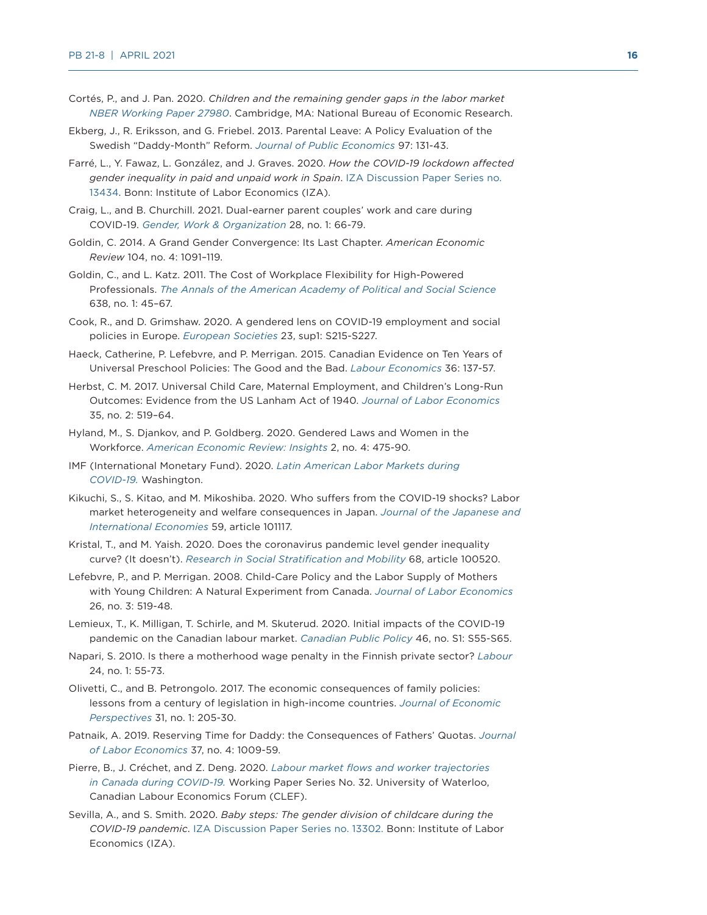Cortés, P., and J. Pan. 2020. *Children and the remaining gender gaps in the labor market NBER Working Paper 27980*. Cambridge, MA: National Bureau of Economic Research.

Ekberg, J., R. Eriksson, and G. Friebel. 2013. Parental Leave: A Policy Evaluation of the Swedish "Daddy-Month" Reform. *Journal of Public Economics* 97: 131-43.

Farré, L., Y. Fawaz, L. González, and J. Graves. 2020. *How the COVID-19 lockdown affected gender inequality in paid and unpaid work in Spain*. IZA Discussion Paper Series no. 13434. Bonn: Institute of Labor Economics (IZA).

Craig, L., and B. Churchill. 2021. Dual-earner parent couples' work and care during COVID-19. *Gender, Work & Organization* 28, no. 1: 66-79.

Goldin, C. 2014. A Grand Gender Convergence: Its Last Chapter. *American Economic Review* 104, no. 4: 1091–119.

Goldin, C., and L. Katz. 2011. The Cost of Workplace Flexibility for High-Powered Professionals. *The Annals of the American Academy of Political and Social Science* 638, no. 1: 45–67.

Cook, R., and D. Grimshaw. 2020. A gendered lens on COVID-19 employment and social policies in Europe. *European Societies* 23, sup1: S215-S227.

Haeck, Catherine, P. Lefebvre, and P. Merrigan. 2015. Canadian Evidence on Ten Years of Universal Preschool Policies: The Good and the Bad. *Labour Economics* 36: 137-57.

Herbst, C. M. 2017. Universal Child Care, Maternal Employment, and Children's Long-Run Outcomes: Evidence from the US Lanham Act of 1940. *Journal of Labor Economics* 35, no. 2: 519–64.

Hyland, M., S. Djankov, and P. Goldberg. 2020. Gendered Laws and Women in the Workforce. *American Economic Review: Insights* 2, no. 4: 475-90.

IMF (International Monetary Fund). 2020. *Latin American Labor Markets during COVID-19.* Washington.

Kikuchi, S., S. Kitao, and M. Mikoshiba. 2020. Who suffers from the COVID-19 shocks? Labor market heterogeneity and welfare consequences in Japan. *Journal of the Japanese and International Economies* 59, article 101117.

Kristal, T., and M. Yaish. 2020. Does the coronavirus pandemic level gender inequality curve? (It doesn't). *Research in Social Stratification and Mobility* 68, article 100520.

Lefebvre, P., and P. Merrigan. 2008. Child-Care Policy and the Labor Supply of Mothers with Young Children: A Natural Experiment from Canada. *Journal of Labor Economics* 26, no. 3: 519-48.

Lemieux, T., K. Milligan, T. Schirle, and M. Skuterud. 2020. Initial impacts of the COVID-19 pandemic on the Canadian labour market. *Canadian Public Policy* 46, no. S1: S55-S65.

Napari, S. 2010. Is there a motherhood wage penalty in the Finnish private sector? *Labour* 24, no. 1: 55-73.

Olivetti, C., and B. Petrongolo. 2017. The economic consequences of family policies: lessons from a century of legislation in high-income countries. *Journal of Economic Perspectives* 31, no. 1: 205-30.

Patnaik, A. 2019. Reserving Time for Daddy: the Consequences of Fathers' Quotas. *Journal of Labor Economics* 37, no. 4: 1009-59.

Pierre, B., J. Créchet, and Z. Deng. 2020. *Labour market flows and worker trajectories in Canada during COVID-19.* Working Paper Series No. 32. University of Waterloo, Canadian Labour Economics Forum (CLEF).

Sevilla, A., and S. Smith. 2020. *Baby steps: The gender division of childcare during the COVID-19 pandemic*. IZA Discussion Paper Series no. 13302. Bonn: Institute of Labor Economics (IZA).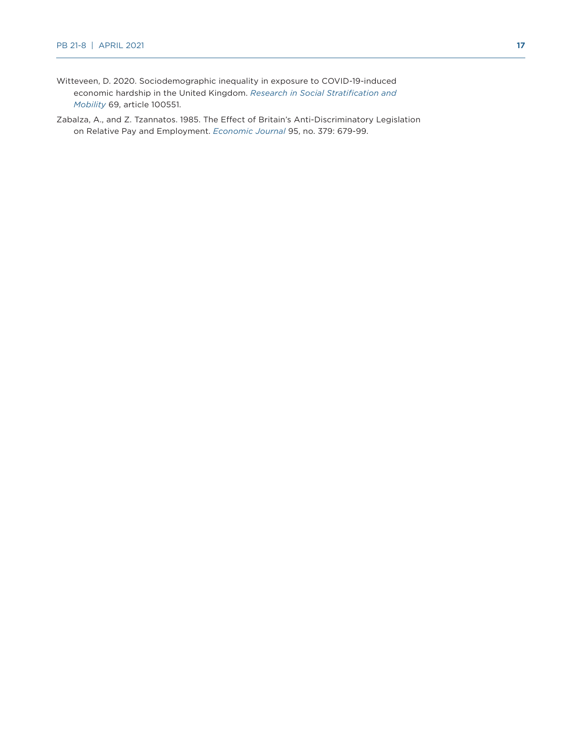Witteveen, D. 2020. Sociodemographic inequality in exposure to COVID-19-induced economic hardship in the United Kingdom. *Research in Social Stratification and Mobility* 69, article 100551.

Zabalza, A., and Z. Tzannatos. 1985. The Effect of Britain's Anti-Discriminatory Legislation on Relative Pay and Employment. *Economic Journal* 95, no. 379: 679-99.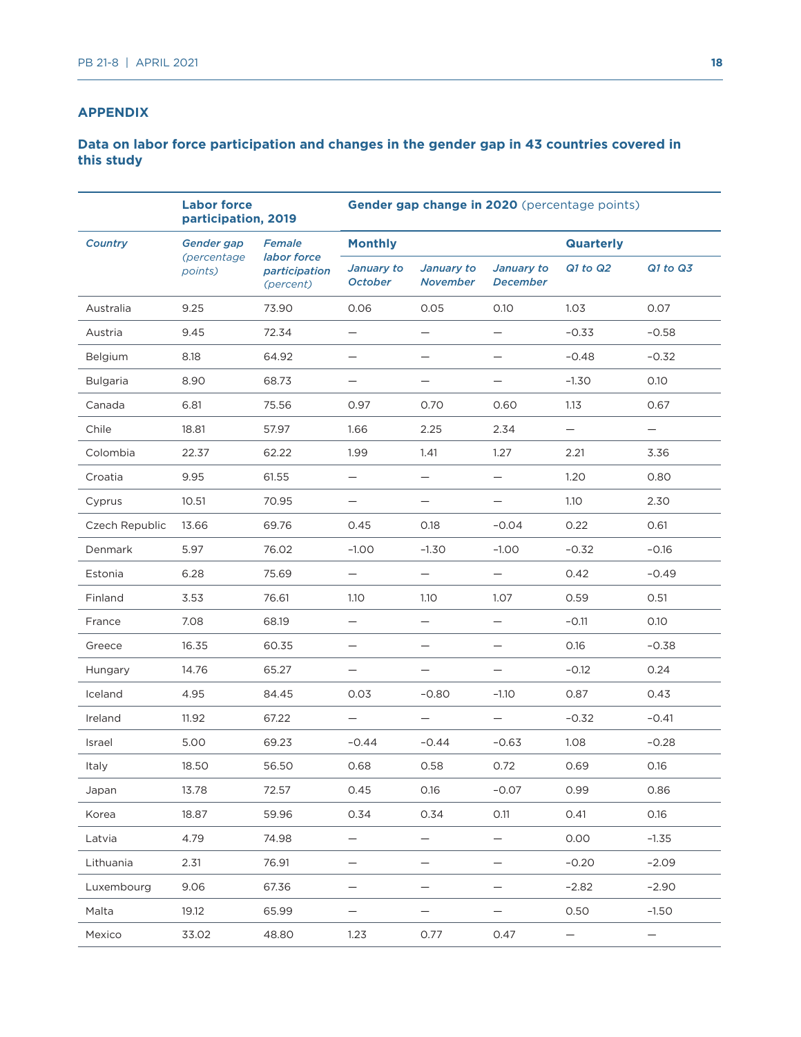## APPENDIX

### Data on labor force participation and changes in the gender gap in 43 countries covered in this study

| | Labor force participation, 2019 | | Gender gap change in 2020 (percentage points) | | | | |
|---|---|---|---|---|---|---|---|
| | | | Monthly | | | Quarterly | |
| *Country* | *Gender gap (percentage points)* | *Female labor force participation (percent)* | *January to October* | *January to November* | *January to December* | *Q1 to Q2* | *Q1 to Q3* |
| Australia | 9.25 | 73.90 | 0.06 | 0.05 | 0.10 | 1.03 | 0.07 |
| Austria | 9.45 | 72.34 | — | — | — | −0.33 | −0.58 |
| Belgium | 8.18 | 64.92 | — | — | — | −0.48 | −0.32 |
| Bulgaria | 8.90 | 68.73 | — | — | — | −1.30 | 0.10 |
| Canada | 6.81 | 75.56 | 0.97 | 0.70 | 0.60 | 1.13 | 0.67 |
| Chile | 18.81 | 57.97 | 1.66 | 2.25 | 2.34 | — | — |
| Colombia | 22.37 | 62.22 | 1.99 | 1.41 | 1.27 | 2.21 | 3.36 |
| Croatia | 9.95 | 61.55 | — | — | — | 1.20 | 0.80 |
| Cyprus | 10.51 | 70.95 | — | — | — | 1.10 | 2.30 |
| Czech Republic | 13.66 | 69.76 | 0.45 | 0.18 | −0.04 | 0.22 | 0.61 |
| Denmark | 5.97 | 76.02 | −1.00 | −1.30 | −1.00 | −0.32 | −0.16 |
| Estonia | 6.28 | 75.69 | — | — | — | 0.42 | −0.49 |
| Finland | 3.53 | 76.61 | 1.10 | 1.10 | 1.07 | 0.59 | 0.51 |
| France | 7.08 | 68.19 | — | — | — | −0.11 | 0.10 |
| Greece | 16.35 | 60.35 | — | — | — | 0.16 | −0.38 |
| Hungary | 14.76 | 65.27 | — | — | — | −0.12 | 0.24 |
| Iceland | 4.95 | 84.45 | 0.03 | −0.80 | −1.10 | 0.87 | 0.43 |
| Ireland | 11.92 | 67.22 | — | — | — | −0.32 | −0.41 |
| Israel | 5.00 | 69.23 | −0.44 | −0.44 | −0.63 | 1.08 | −0.28 |
| Italy | 18.50 | 56.50 | 0.68 | 0.58 | 0.72 | 0.69 | 0.16 |
| Japan | 13.78 | 72.57 | 0.45 | 0.16 | −0.07 | 0.99 | 0.86 |
| Korea | 18.87 | 59.96 | 0.34 | 0.34 | 0.11 | 0.41 | 0.16 |
| Latvia | 4.79 | 74.98 | — | — | — | 0.00 | −1.35 |
| Lithuania | 2.31 | 76.91 | — | — | — | −0.20 | −2.09 |
| Luxembourg | 9.06 | 67.36 | — | — | — | −2.82 | −2.90 |
| Malta | 19.12 | 65.99 | — | — | — | 0.50 | −1.50 |
| Mexico | 33.02 | 48.80 | 1.23 | 0.77 | 0.47 | — | — |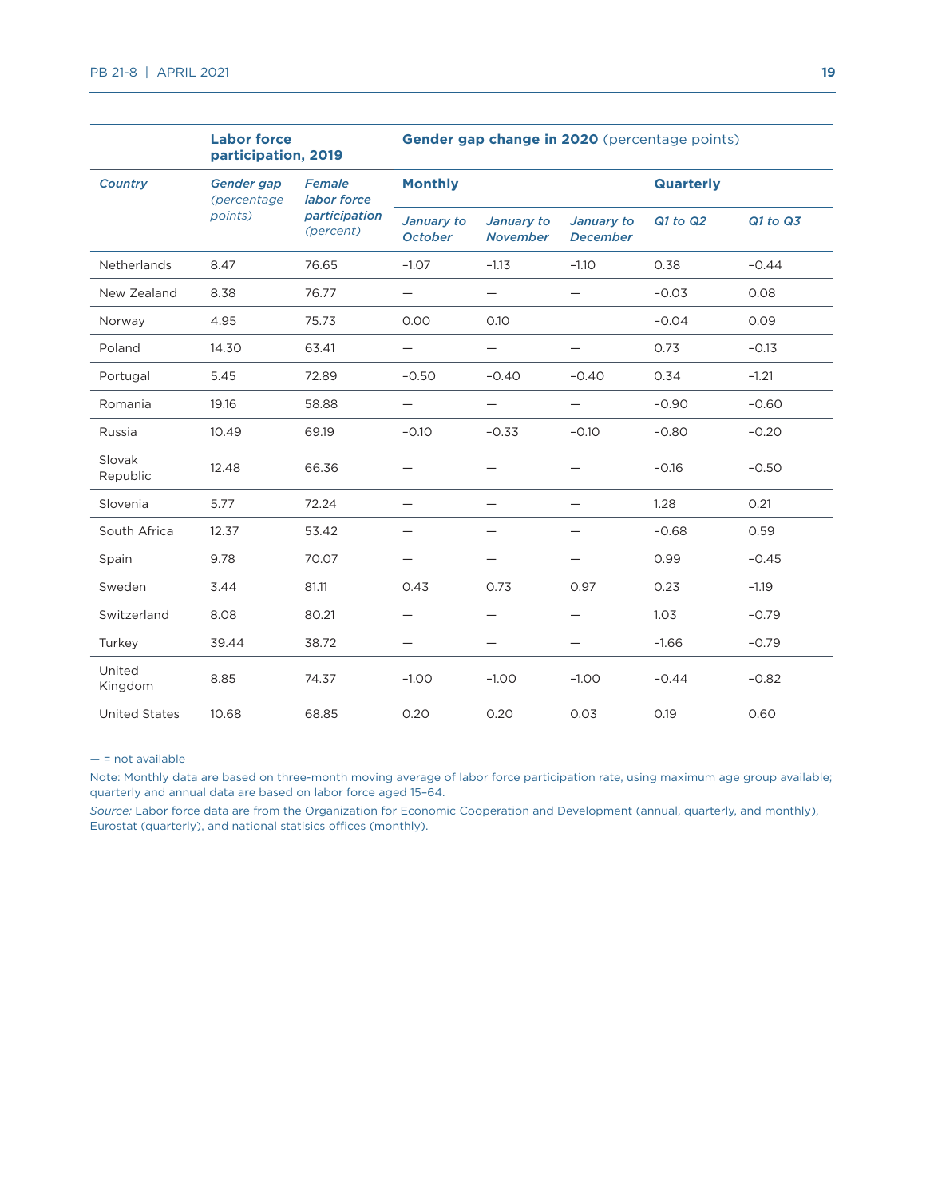| | Labor force participation, 2019 | | Gender gap change in 2020 (percentage points) | | | | |
|---|---|---|---|---|---|---|---|
| | | | Monthly | | | Quarterly | |
| Country | Gender gap (percentage points) | Female labor force participation (percent) | January to October | January to November | January to December | Q1 to Q2 | Q1 to Q3 |
| Netherlands | 8.47 | 76.65 | −1.07 | −1.13 | −1.10 | 0.38 | −0.44 |
| New Zealand | 8.38 | 76.77 | — | — | — | −0.03 | 0.08 |
| Norway | 4.95 | 75.73 | 0.00 | 0.10 | | −0.04 | 0.09 |
| Poland | 14.30 | 63.41 | — | — | — | 0.73 | −0.13 |
| Portugal | 5.45 | 72.89 | −0.50 | −0.40 | −0.40 | 0.34 | −1.21 |
| Romania | 19.16 | 58.88 | — | — | — | −0.90 | −0.60 |
| Russia | 10.49 | 69.19 | −0.10 | −0.33 | −0.10 | −0.80 | −0.20 |
| Slovak Republic | 12.48 | 66.36 | — | — | — | −0.16 | −0.50 |
| Slovenia | 5.77 | 72.24 | — | — | — | 1.28 | 0.21 |
| South Africa | 12.37 | 53.42 | — | — | — | −0.68 | 0.59 |
| Spain | 9.78 | 70.07 | — | — | — | 0.99 | −0.45 |
| Sweden | 3.44 | 81.11 | 0.43 | 0.73 | 0.97 | 0.23 | −1.19 |
| Switzerland | 8.08 | 80.21 | — | — | — | 1.03 | −0.79 |
| Turkey | 39.44 | 38.72 | — | — | — | −1.66 | −0.79 |
| United Kingdom | 8.85 | 74.37 | −1.00 | −1.00 | −1.00 | −0.44 | −0.82 |
| United States | 10.68 | 68.85 | 0.20 | 0.20 | 0.03 | 0.19 | 0.60 |

— = not available

Note: Monthly data are based on three-month moving average of labor force participation rate, using maximum age group available; quarterly and annual data are based on labor force aged 15–64.

*Source:* Labor force data are from the Organization for Economic Cooperation and Development (annual, quarterly, and monthly), Eurostat (quarterly), and national statisics offices (monthly).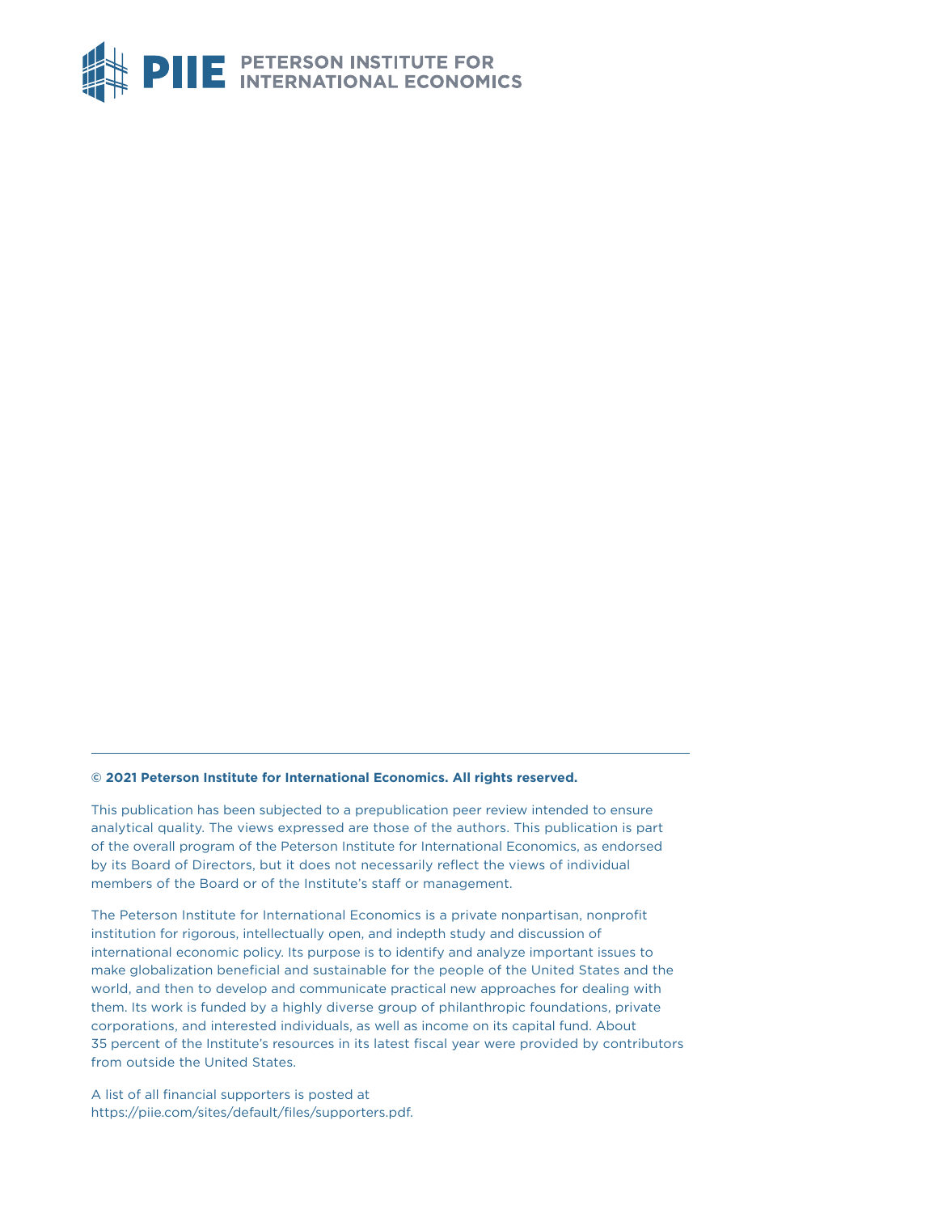**PIIE** PETERSON INSTITUTE FOR INTERNATIONAL ECONOMICS

---

**© 2021 Peterson Institute for International Economics. All rights reserved.**

This publication has been subjected to a prepublication peer review intended to ensure analytical quality. The views expressed are those of the authors. This publication is part of the overall program of the Peterson Institute for International Economics, as endorsed by its Board of Directors, but it does not necessarily reflect the views of individual members of the Board or of the Institute's staff or management.

The Peterson Institute for International Economics is a private nonpartisan, nonprofit institution for rigorous, intellectually open, and indepth study and discussion of international economic policy. Its purpose is to identify and analyze important issues to make globalization beneficial and sustainable for the people of the United States and the world, and then to develop and communicate practical new approaches for dealing with them. Its work is funded by a highly diverse group of philanthropic foundations, private corporations, and interested individuals, as well as income on its capital fund. About 35 percent of the Institute's resources in its latest fiscal year were provided by contributors from outside the United States.

A list of all financial supporters is posted at https://piie.com/sites/default/files/supporters.pdf.